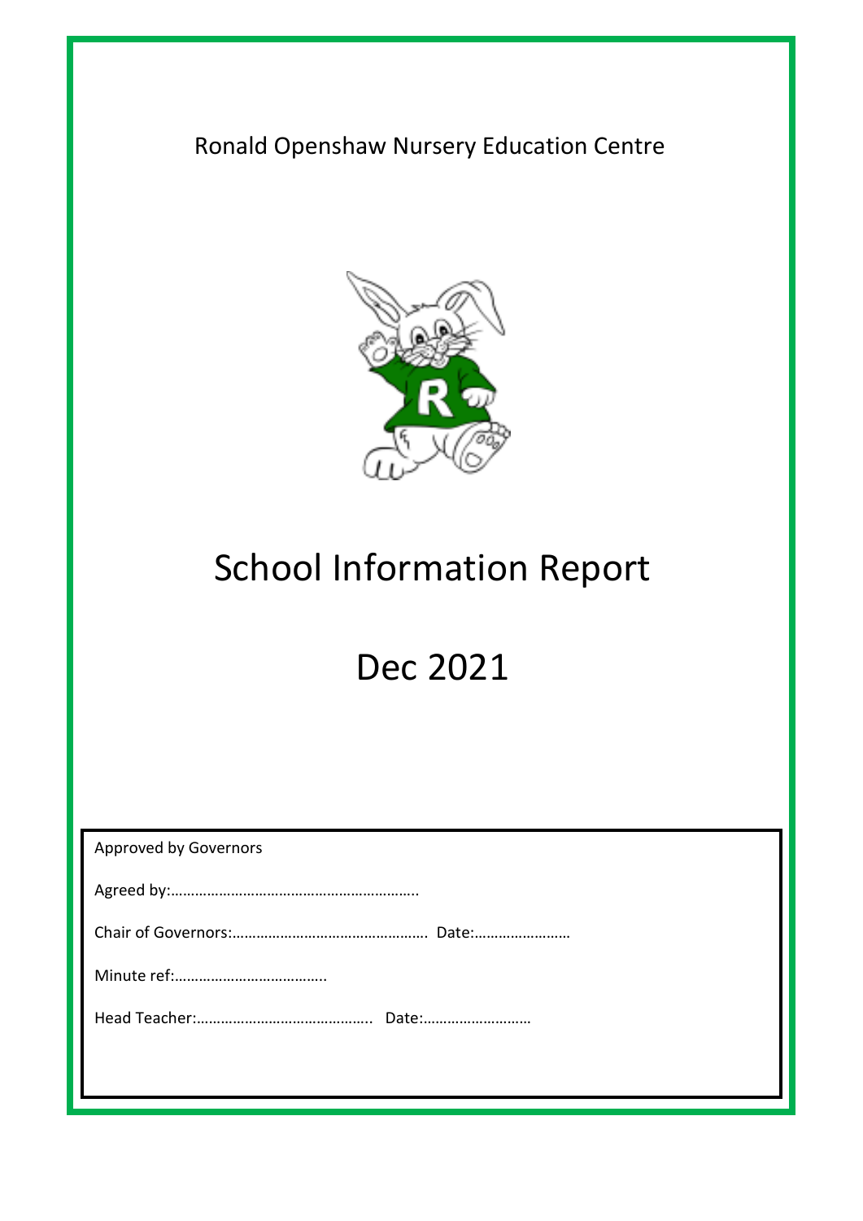Ronald Openshaw Nursery Education Centre

# School Information Report

# Dec 2021

Approved by Governors

Agreed by:……………………………………………………..

Chair of Governors:………………………………………….. Date:……………………

Minute ref:………………………………..

Head Teacher:…………………………………….. Date:………………………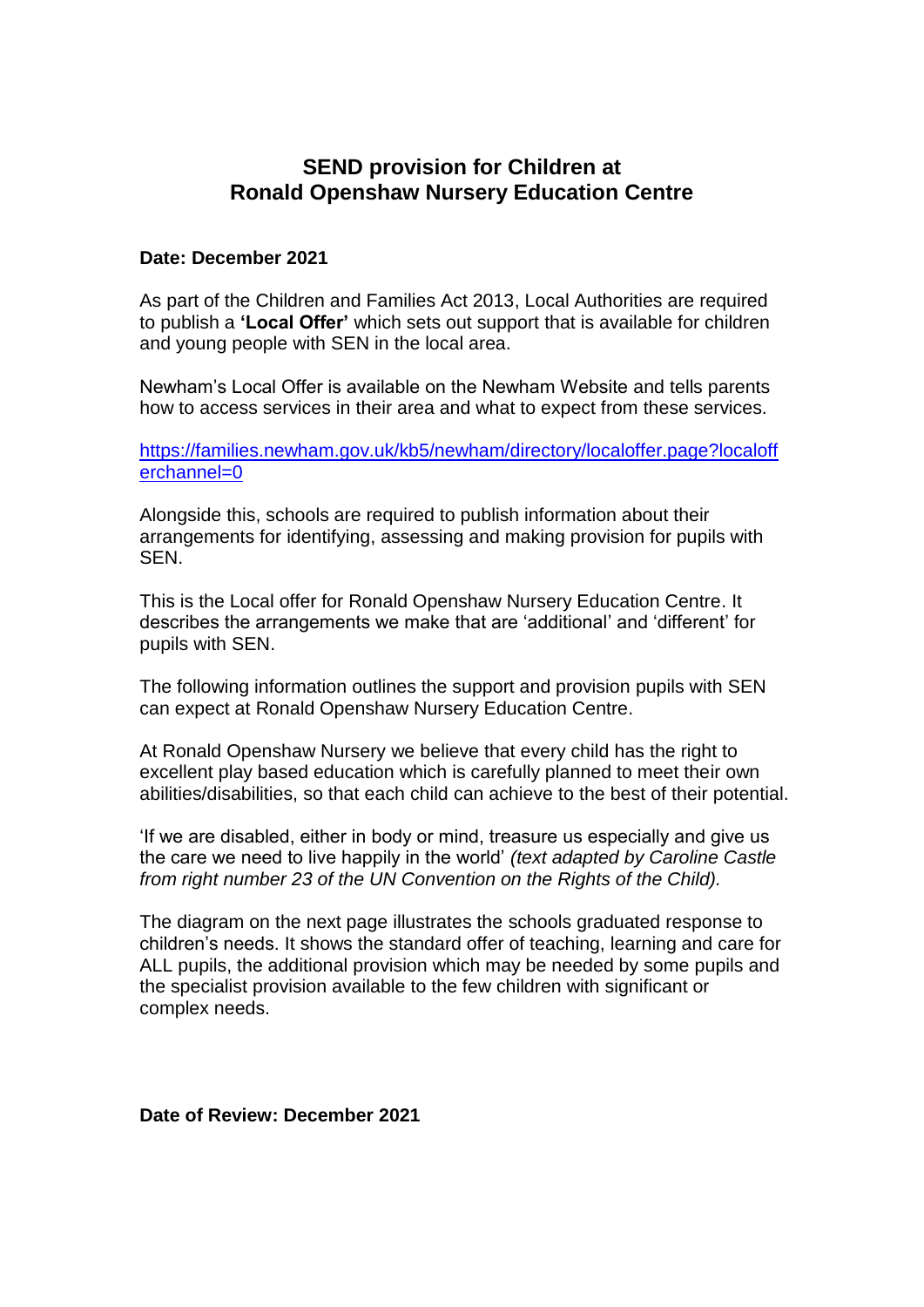# SEND provision for Children at Ronald Openshaw Nursery Education Centre

**Date: December 2021**

As part of the Children and Families Act 2013, Local Authorities are required to publish a **'Local Offer'** which sets out support that is available for children and young people with SEN in the local area.

Newham's Local Offer is available on the Newham Website and tells parents how to access services in their area and what to expect from these services.

[https://families.newham.gov.uk/kb5/newham/directory/localoffer.page?localofferchannel=0](https://families.newham.gov.uk/kb5/newham/directory/localoffer.page?localofferchannel=0)

Alongside this, schools are required to publish information about their arrangements for identifying, assessing and making provision for pupils with SEN.

This is the Local offer for Ronald Openshaw Nursery Education Centre. It describes the arrangements we make that are 'additional' and 'different' for pupils with SEN.

The following information outlines the support and provision pupils with SEN can expect at Ronald Openshaw Nursery Education Centre.

At Ronald Openshaw Nursery we believe that every child has the right to excellent play based education which is carefully planned to meet their own abilities/disabilities, so that each child can achieve to the best of their potential.

'If we are disabled, either in body or mind, treasure us especially and give us the care we need to live happily in the world' *(text adapted by Caroline Castle from right number 23 of the UN Convention on the Rights of the Child).*

The diagram on the next page illustrates the schools graduated response to children's needs. It shows the standard offer of teaching, learning and care for ALL pupils, the additional provision which may be needed by some pupils and the specialist provision available to the few children with significant or complex needs.

**Date of Review: December 2021**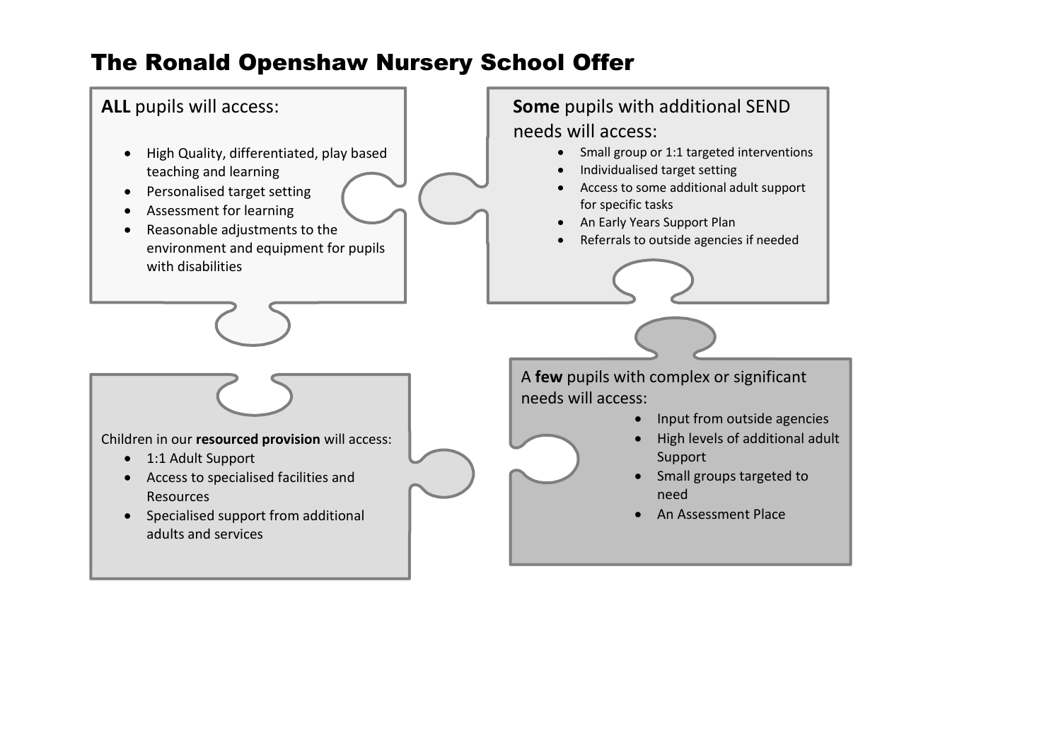# The Ronald Openshaw Nursery School Offer

**ALL** pupils will access:

- High Quality, differentiated, play based teaching and learning
- Personalised target setting
- Assessment for learning
- Reasonable adjustments to the environment and equipment for pupils with disabilities

**Some** pupils with additional SEND needs will access:

- Small group or 1:1 targeted interventions
- Individualised target setting
- Access to some additional adult support for specific tasks
- An Early Years Support Plan
- Referrals to outside agencies if needed

A **few** pupils with complex or significant needs will access:

- Input from outside agencies
- High levels of additional adult Support
- Small groups targeted to need
- An Assessment Place

Children in our **resourced provision** will access:

- 1:1 Adult Support
- Access to specialised facilities and Resources
- Specialised support from additional adults and services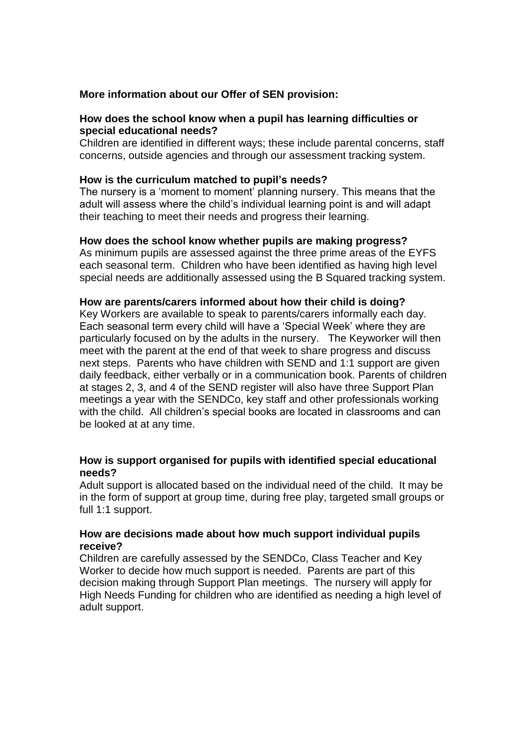**More information about our Offer of SEN provision:**

**How does the school know when a pupil has learning difficulties or special educational needs?**

Children are identified in different ways; these include parental concerns, staff concerns, outside agencies and through our assessment tracking system.

**How is the curriculum matched to pupil's needs?**

The nursery is a 'moment to moment' planning nursery. This means that the adult will assess where the child's individual learning point is and will adapt their teaching to meet their needs and progress their learning.

**How does the school know whether pupils are making progress?**

As minimum pupils are assessed against the three prime areas of the EYFS each seasonal term. Children who have been identified as having high level special needs are additionally assessed using the B Squared tracking system.

**How are parents/carers informed about how their child is doing?**

Key Workers are available to speak to parents/carers informally each day. Each seasonal term every child will have a 'Special Week' where they are particularly focused on by the adults in the nursery. The Keyworker will then meet with the parent at the end of that week to share progress and discuss next steps. Parents who have children with SEND and 1:1 support are given daily feedback, either verbally or in a communication book. Parents of children at stages 2, 3, and 4 of the SEND register will also have three Support Plan meetings a year with the SENDCo, key staff and other professionals working with the child. All children's special books are located in classrooms and can be looked at at any time.

**How is support organised for pupils with identified special educational needs?**

Adult support is allocated based on the individual need of the child. It may be in the form of support at group time, during free play, targeted small groups or full 1:1 support.

**How are decisions made about how much support individual pupils receive?**

Children are carefully assessed by the SENDCo, Class Teacher and Key Worker to decide how much support is needed. Parents are part of this decision making through Support Plan meetings. The nursery will apply for High Needs Funding for children who are identified as needing a high level of adult support.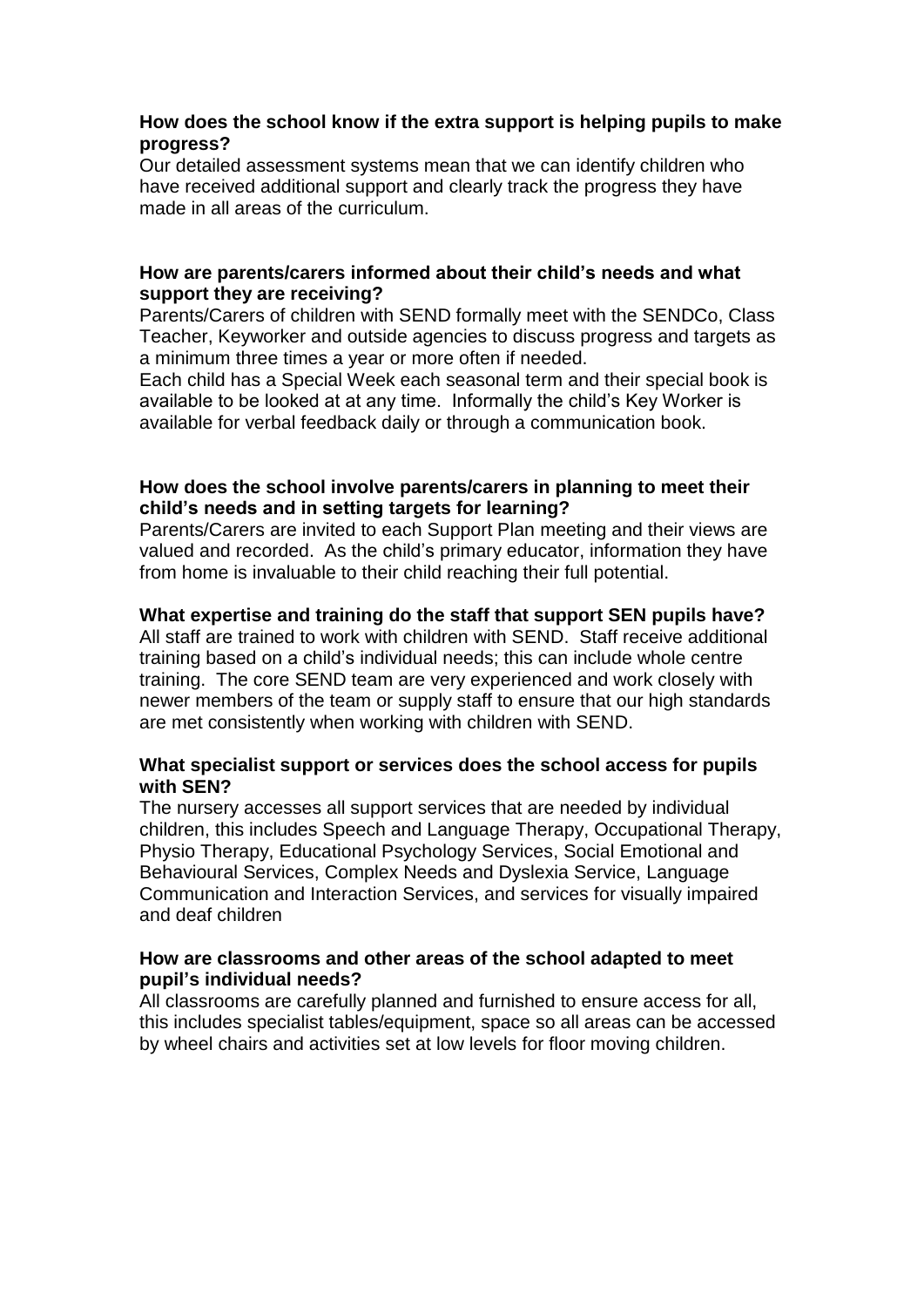**How does the school know if the extra support is helping pupils to make progress?**

Our detailed assessment systems mean that we can identify children who have received additional support and clearly track the progress they have made in all areas of the curriculum.

**How are parents/carers informed about their child's needs and what support they are receiving?**

Parents/Carers of children with SEND formally meet with the SENDCo, Class Teacher, Keyworker and outside agencies to discuss progress and targets as a minimum three times a year or more often if needed.

Each child has a Special Week each seasonal term and their special book is available to be looked at at any time. Informally the child's Key Worker is available for verbal feedback daily or through a communication book.

**How does the school involve parents/carers in planning to meet their child's needs and in setting targets for learning?**

Parents/Carers are invited to each Support Plan meeting and their views are valued and recorded. As the child's primary educator, information they have from home is invaluable to their child reaching their full potential.

**What expertise and training do the staff that support SEN pupils have?**

All staff are trained to work with children with SEND. Staff receive additional training based on a child's individual needs; this can include whole centre training. The core SEND team are very experienced and work closely with newer members of the team or supply staff to ensure that our high standards are met consistently when working with children with SEND.

**What specialist support or services does the school access for pupils with SEN?**

The nursery accesses all support services that are needed by individual children, this includes Speech and Language Therapy, Occupational Therapy, Physio Therapy, Educational Psychology Services, Social Emotional and Behavioural Services, Complex Needs and Dyslexia Service, Language Communication and Interaction Services, and services for visually impaired and deaf children

**How are classrooms and other areas of the school adapted to meet pupil's individual needs?**

All classrooms are carefully planned and furnished to ensure access for all, this includes specialist tables/equipment, space so all areas can be accessed by wheel chairs and activities set at low levels for floor moving children.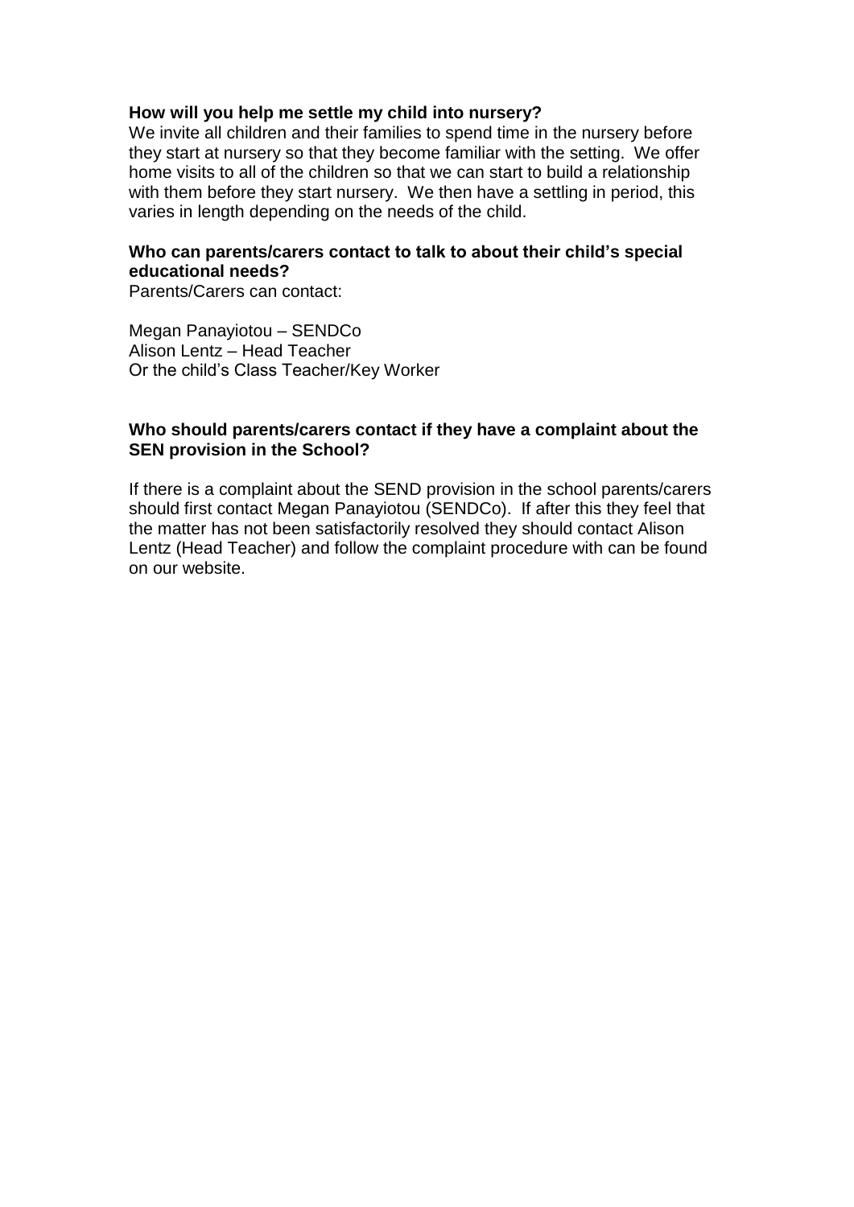**How will you help me settle my child into nursery?**

We invite all children and their families to spend time in the nursery before they start at nursery so that they become familiar with the setting. We offer home visits to all of the children so that we can start to build a relationship with them before they start nursery. We then have a settling in period, this varies in length depending on the needs of the child.

**Who can parents/carers contact to talk to about their child's special educational needs?**

Parents/Carers can contact:

Megan Panayiotou – SENDCo
Alison Lentz – Head Teacher
Or the child's Class Teacher/Key Worker

**Who should parents/carers contact if they have a complaint about the SEN provision in the School?**

If there is a complaint about the SEND provision in the school parents/carers should first contact Megan Panayiotou (SENDCo). If after this they feel that the matter has not been satisfactorily resolved they should contact Alison Lentz (Head Teacher) and follow the complaint procedure with can be found on our website.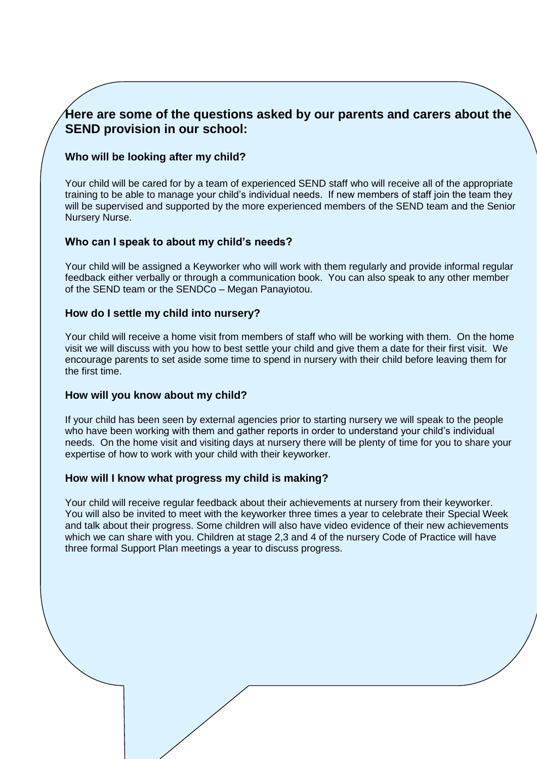## Here are some of the questions asked by our parents and carers about the SEND provision in our school:

### Who will be looking after my child?

Your child will be cared for by a team of experienced SEND staff who will receive all of the appropriate training to be able to manage your child's individual needs. If new members of staff join the team they will be supervised and supported by the more experienced members of the SEND team and the Senior Nursery Nurse.

### Who can I speak to about my child's needs?

Your child will be assigned a Keyworker who will work with them regularly and provide informal regular feedback either verbally or through a communication book. You can also speak to any other member of the SEND team or the SENDCo – Megan Panayiotou.

### How do I settle my child into nursery?

Your child will receive a home visit from members of staff who will be working with them. On the home visit we will discuss with you how to best settle your child and give them a date for their first visit. We encourage parents to set aside some time to spend in nursery with their child before leaving them for the first time.

### How will you know about my child?

If your child has been seen by external agencies prior to starting nursery we will speak to the people who have been working with them and gather reports in order to understand your child's individual needs. On the home visit and visiting days at nursery there will be plenty of time for you to share your expertise of how to work with your child with their keyworker.

### How will I know what progress my child is making?

Your child will receive regular feedback about their achievements at nursery from their keyworker. You will also be invited to meet with the keyworker three times a year to celebrate their Special Week and talk about their progress. Some children will also have video evidence of their new achievements which we can share with you. Children at stage 2,3 and 4 of the nursery Code of Practice will have three formal Support Plan meetings a year to discuss progress.